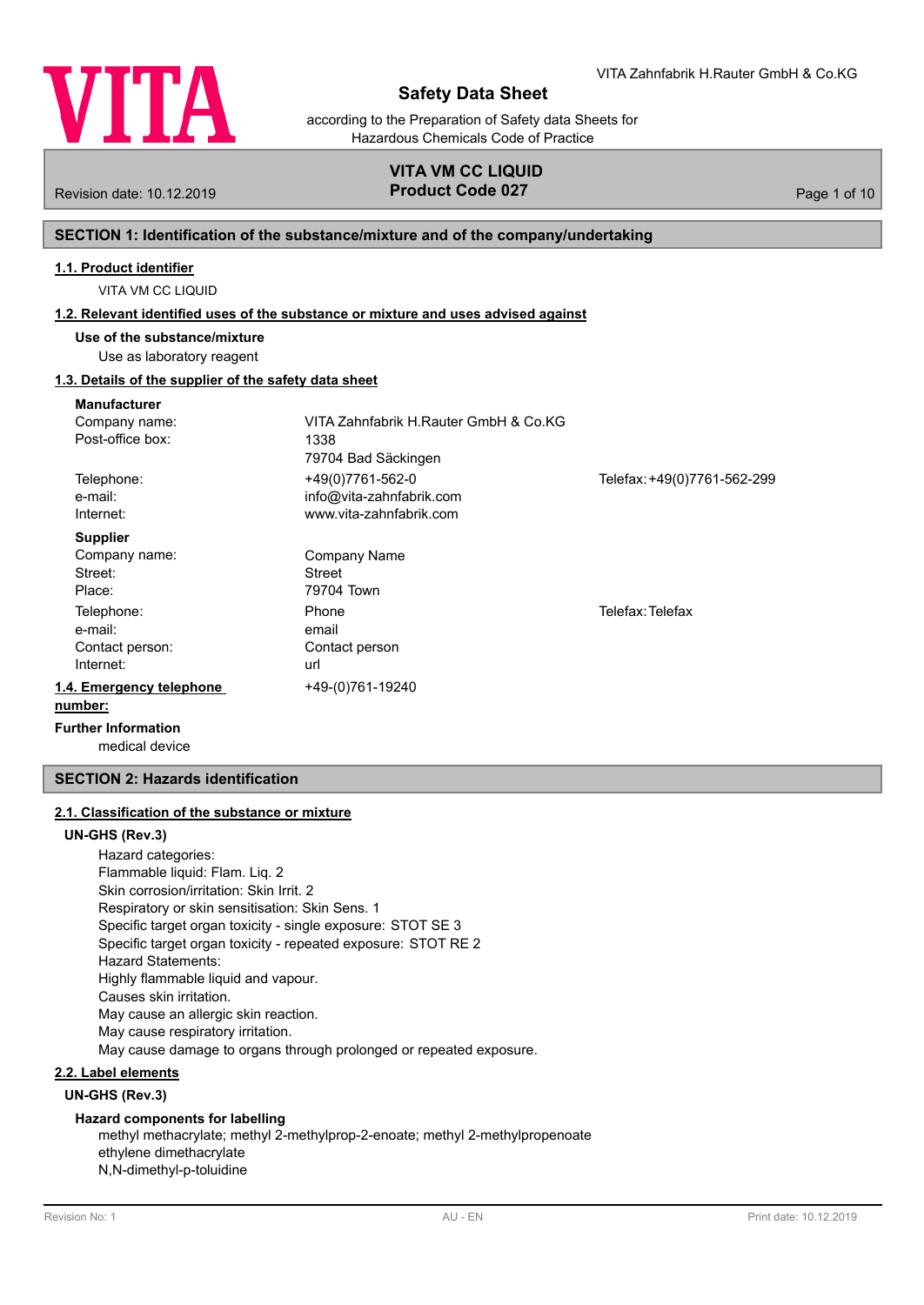# Safety Data Sheet

according to the Preparation of Safety data Sheets for Hazardous Chemicals Code of Practice

**VITA VM CC LIQUID**
**Product Code 027**

Revision date: 10.12.2019

## SECTION 1: Identification of the substance/mixture and of the company/undertaking

### 1.1. Product identifier

VITA VM CC LIQUID

### 1.2. Relevant identified uses of the substance or mixture and uses advised against

**Use of the substance/mixture**

Use as laboratory reagent

### 1.3. Details of the supplier of the safety data sheet

**Manufacturer**

| | | |
|---|---|---|
| Company name: | VITA Zahnfabrik H.Rauter GmbH & Co.KG | |
| Post-office box: | 1338 | |
| | 79704 Bad Säckingen | |
| Telephone: | +49(0)7761-562-0 | Telefax: +49(0)7761-562-299 |
| e-mail: | info@vita-zahnfabrik.com | |
| Internet: | www.vita-zahnfabrik.com | |

**Supplier**

| | | |
|---|---|---|
| Company name: | Company Name | |
| Street: | Street | |
| Place: | 79704 Town | |
| Telephone: | Phone | Telefax: Telefax |
| e-mail: | email | |
| Contact person: | Contact person | |
| Internet: | url | |

### 1.4. Emergency telephone number:

+49-(0)761-19240

**Further Information**

medical device

## SECTION 2: Hazards identification

### 2.1. Classification of the substance or mixture

**UN-GHS (Rev.3)**

Hazard categories:
Flammable liquid: Flam. Liq. 2
Skin corrosion/irritation: Skin Irrit. 2
Respiratory or skin sensitisation: Skin Sens. 1
Specific target organ toxicity - single exposure: STOT SE 3
Specific target organ toxicity - repeated exposure: STOT RE 2
Hazard Statements:
Highly flammable liquid and vapour.
Causes skin irritation.
May cause an allergic skin reaction.
May cause respiratory irritation.
May cause damage to organs through prolonged or repeated exposure.

### 2.2. Label elements

**UN-GHS (Rev.3)**

**Hazard components for labelling**

methyl methacrylate; methyl 2-methylprop-2-enoate; methyl 2-methylpropenoate
ethylene dimethacrylate
N,N-dimethyl-p-toluidine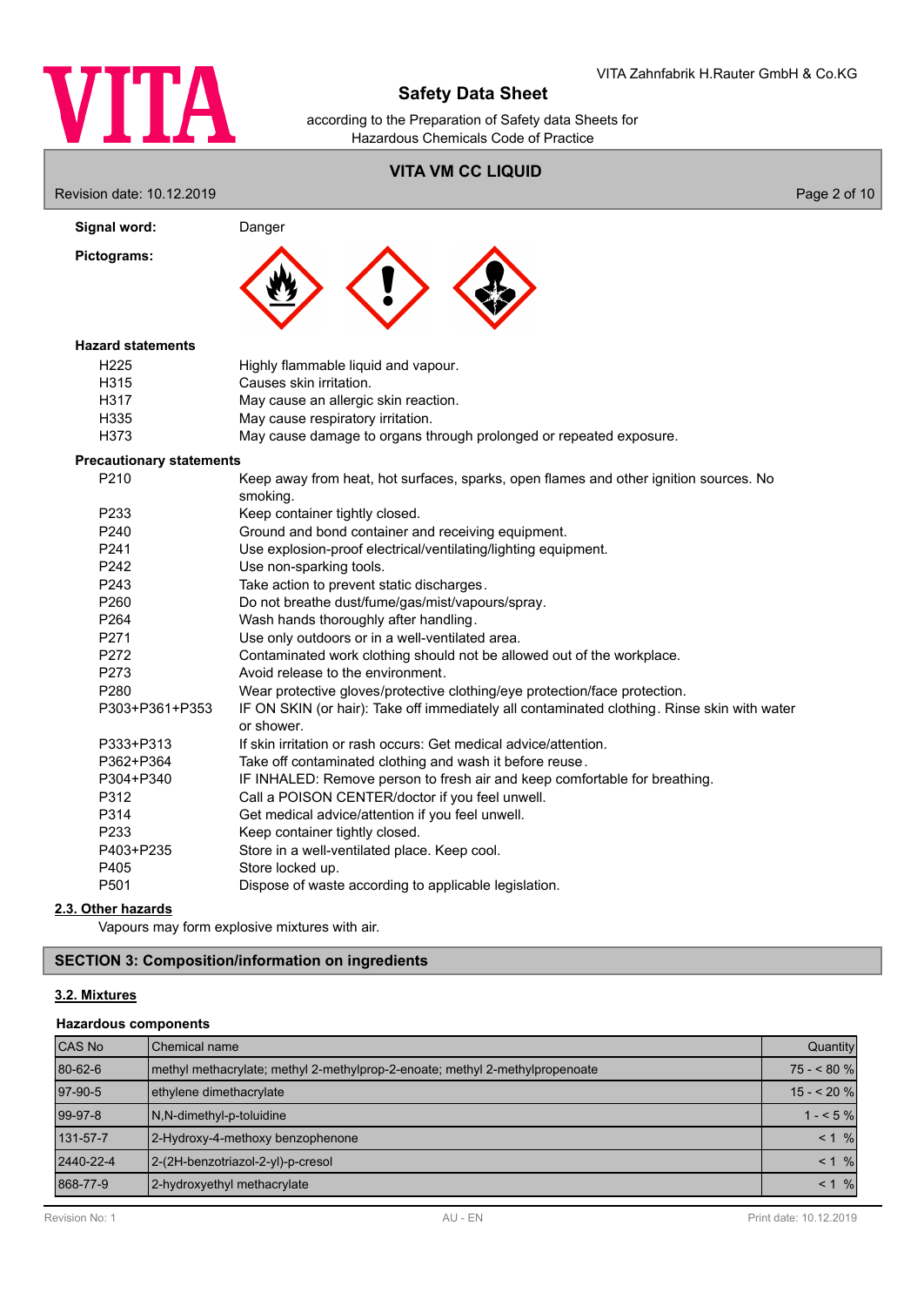**Signal word:** Danger

**Pictograms:**

**Hazard statements**

| | |
|---|---|
| H225 | Highly flammable liquid and vapour. |
| H315 | Causes skin irritation. |
| H317 | May cause an allergic skin reaction. |
| H335 | May cause respiratory irritation. |
| H373 | May cause damage to organs through prolonged or repeated exposure. |

**Precautionary statements**

| | |
|---|---|
| P210 | Keep away from heat, hot surfaces, sparks, open flames and other ignition sources. No smoking. |
| P233 | Keep container tightly closed. |
| P240 | Ground and bond container and receiving equipment. |
| P241 | Use explosion-proof electrical/ventilating/lighting equipment. |
| P242 | Use non-sparking tools. |
| P243 | Take action to prevent static discharges. |
| P260 | Do not breathe dust/fume/gas/mist/vapours/spray. |
| P264 | Wash hands thoroughly after handling. |
| P271 | Use only outdoors or in a well-ventilated area. |
| P272 | Contaminated work clothing should not be allowed out of the workplace. |
| P273 | Avoid release to the environment. |
| P280 | Wear protective gloves/protective clothing/eye protection/face protection. |
| P303+P361+P353 | IF ON SKIN (or hair): Take off immediately all contaminated clothing. Rinse skin with water or shower. |
| P333+P313 | If skin irritation or rash occurs: Get medical advice/attention. |
| P362+P364 | Take off contaminated clothing and wash it before reuse. |
| P304+P340 | IF INHALED: Remove person to fresh air and keep comfortable for breathing. |
| P312 | Call a POISON CENTER/doctor if you feel unwell. |
| P314 | Get medical advice/attention if you feel unwell. |
| P233 | Keep container tightly closed. |
| P403+P235 | Store in a well-ventilated place. Keep cool. |
| P405 | Store locked up. |
| P501 | Dispose of waste according to applicable legislation. |

### 2.3. Other hazards

Vapours may form explosive mixtures with air.

## SECTION 3: Composition/information on ingredients

### 3.2. Mixtures

**Hazardous components**

| CAS No | Chemical name | Quantity |
|---|---|---|
| 80-62-6 | methyl methacrylate; methyl 2-methylprop-2-enoate; methyl 2-methylpropenoate | 75 - < 80 % |
| 97-90-5 | ethylene dimethacrylate | 15 - < 20 % |
| 99-97-8 | N,N-dimethyl-p-toluidine | 1 - < 5 % |
| 131-57-7 | 2-Hydroxy-4-methoxy benzophenone | < 1 % |
| 2440-22-4 | 2-(2H-benzotriazol-2-yl)-p-cresol | < 1 % |
| 868-77-9 | 2-hydroxyethyl methacrylate | < 1 % |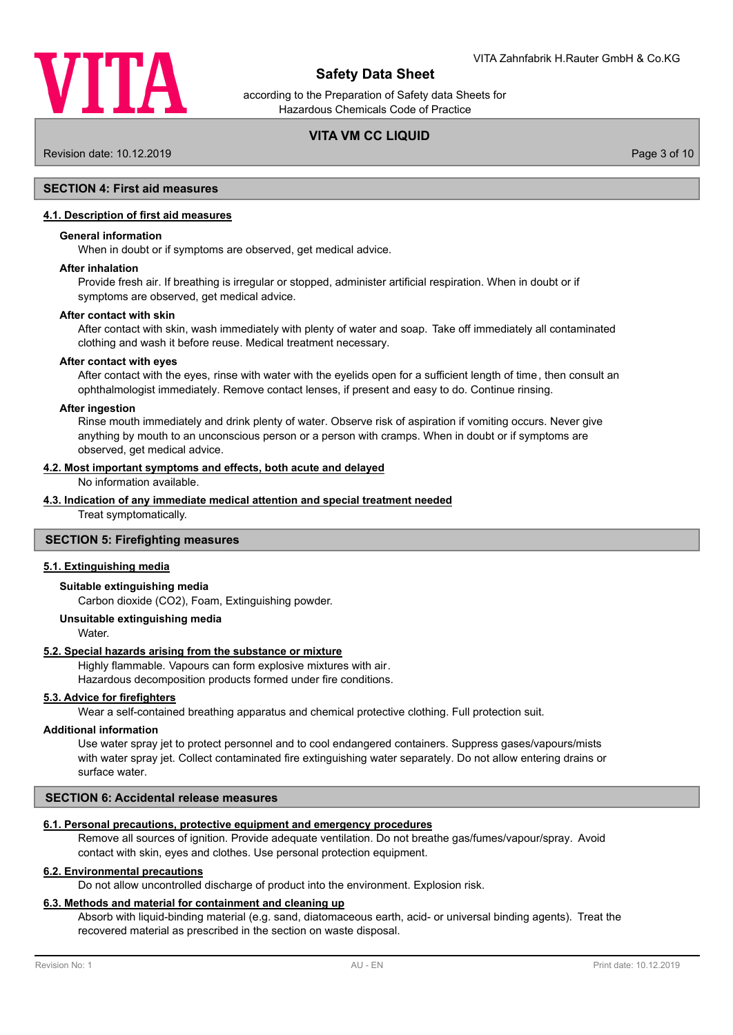## SECTION 4: First aid measures

### 4.1. Description of first aid measures

**General information**

When in doubt or if symptoms are observed, get medical advice.

**After inhalation**

Provide fresh air. If breathing is irregular or stopped, administer artificial respiration. When in doubt or if symptoms are observed, get medical advice.

**After contact with skin**

After contact with skin, wash immediately with plenty of water and soap. Take off immediately all contaminated clothing and wash it before reuse. Medical treatment necessary.

**After contact with eyes**

After contact with the eyes, rinse with water with the eyelids open for a sufficient length of time, then consult an ophthalmologist immediately. Remove contact lenses, if present and easy to do. Continue rinsing.

**After ingestion**

Rinse mouth immediately and drink plenty of water. Observe risk of aspiration if vomiting occurs. Never give anything by mouth to an unconscious person or a person with cramps. When in doubt or if symptoms are observed, get medical advice.

### 4.2. Most important symptoms and effects, both acute and delayed

No information available.

### 4.3. Indication of any immediate medical attention and special treatment needed

Treat symptomatically.

## SECTION 5: Firefighting measures

### 5.1. Extinguishing media

**Suitable extinguishing media**

Carbon dioxide ($CO_2$), Foam, Extinguishing powder.

**Unsuitable extinguishing media**

Water.

### 5.2. Special hazards arising from the substance or mixture

Highly flammable. Vapours can form explosive mixtures with air.
Hazardous decomposition products formed under fire conditions.

### 5.3. Advice for firefighters

Wear a self-contained breathing apparatus and chemical protective clothing. Full protection suit.

**Additional information**

Use water spray jet to protect personnel and to cool endangered containers. Suppress gases/vapours/mists with water spray jet. Collect contaminated fire extinguishing water separately. Do not allow entering drains or surface water.

## SECTION 6: Accidental release measures

### 6.1. Personal precautions, protective equipment and emergency procedures

Remove all sources of ignition. Provide adequate ventilation. Do not breathe gas/fumes/vapour/spray. Avoid contact with skin, eyes and clothes. Use personal protection equipment.

### 6.2. Environmental precautions

Do not allow uncontrolled discharge of product into the environment. Explosion risk.

### 6.3. Methods and material for containment and cleaning up

Absorb with liquid-binding material (e.g. sand, diatomaceous earth, acid- or universal binding agents). Treat the recovered material as prescribed in the section on waste disposal.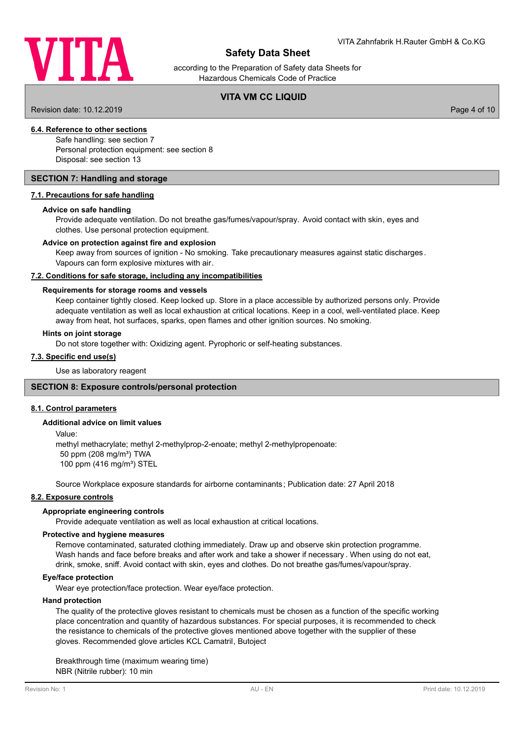#### 6.4. Reference to other sections

Safe handling: see section 7
Personal protection equipment: see section 8
Disposal: see section 13

## SECTION 7: Handling and storage

#### 7.1. Precautions for safe handling

**Advice on safe handling**

Provide adequate ventilation. Do not breathe gas/fumes/vapour/spray. Avoid contact with skin, eyes and clothes. Use personal protection equipment.

**Advice on protection against fire and explosion**

Keep away from sources of ignition - No smoking. Take precautionary measures against static discharges. Vapours can form explosive mixtures with air.

#### 7.2. Conditions for safe storage, including any incompatibilities

**Requirements for storage rooms and vessels**

Keep container tightly closed. Keep locked up. Store in a place accessible by authorized persons only. Provide adequate ventilation as well as local exhaustion at critical locations. Keep in a cool, well-ventilated place. Keep away from heat, hot surfaces, sparks, open flames and other ignition sources. No smoking.

**Hints on joint storage**

Do not store together with: Oxidizing agent. Pyrophoric or self-heating substances.

#### 7.3. Specific end use(s)

Use as laboratory reagent

## SECTION 8: Exposure controls/personal protection

#### 8.1. Control parameters

**Additional advice on limit values**

Value:
methyl methacrylate; methyl 2-methylprop-2-enoate; methyl 2-methylpropenoate:
50 ppm (208 mg/m³) TWA
100 ppm (416 mg/m³) STEL

Source Workplace exposure standards for airborne contaminants; Publication date: 27 April 2018

#### 8.2. Exposure controls

**Appropriate engineering controls**

Provide adequate ventilation as well as local exhaustion at critical locations.

**Protective and hygiene measures**

Remove contaminated, saturated clothing immediately. Draw up and observe skin protection programme. Wash hands and face before breaks and after work and take a shower if necessary. When using do not eat, drink, smoke, sniff. Avoid contact with skin, eyes and clothes. Do not breathe gas/fumes/vapour/spray.

**Eye/face protection**

Wear eye protection/face protection. Wear eye/face protection.

**Hand protection**

The quality of the protective gloves resistant to chemicals must be chosen as a function of the specific working place concentration and quantity of hazardous substances. For special purposes, it is recommended to check the resistance to chemicals of the protective gloves mentioned above together with the supplier of these gloves. Recommended glove articles KCL Camatril, Butoject

Breakthrough time (maximum wearing time)
NBR (Nitrile rubber): 10 min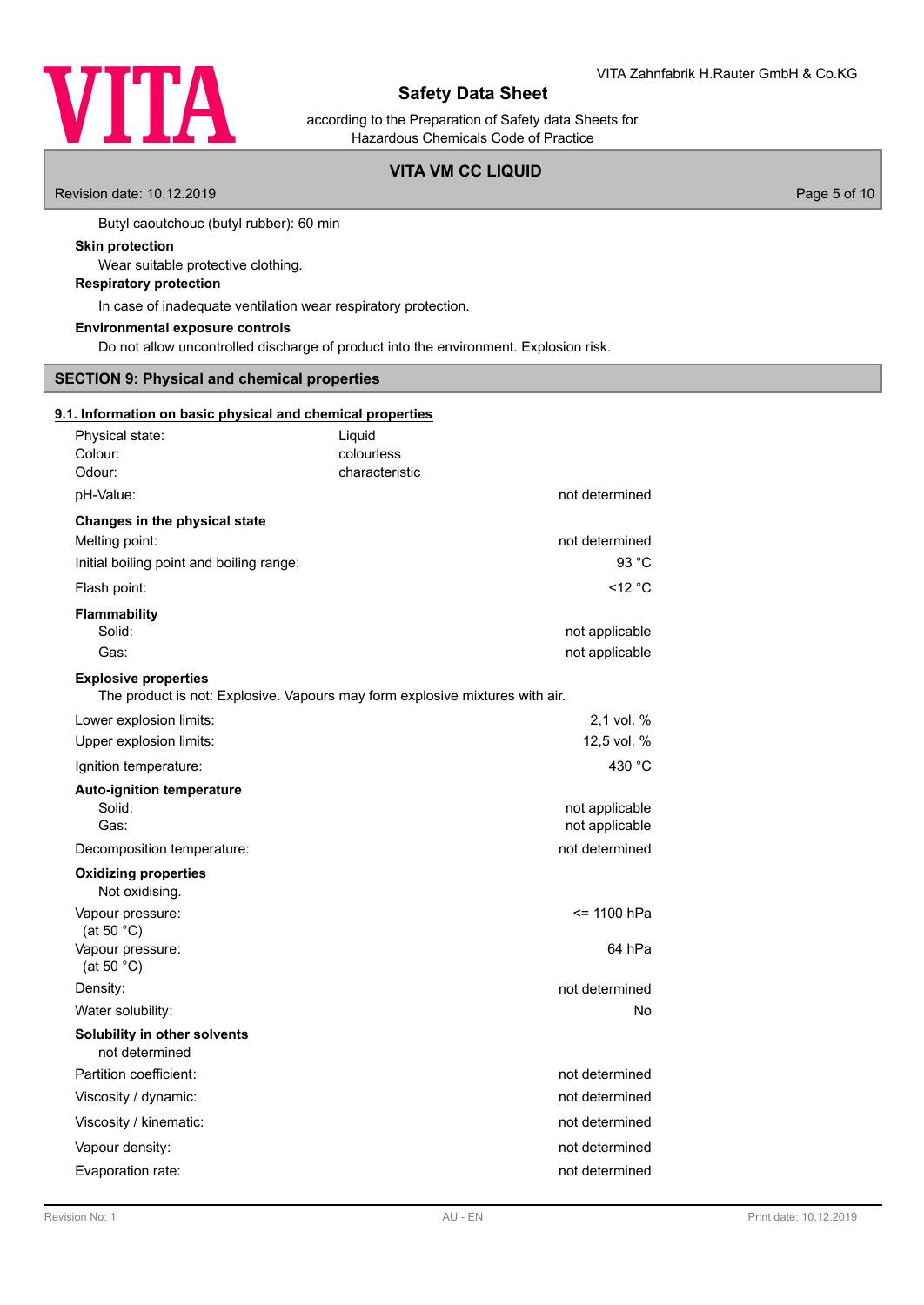Butyl caoutchouc (butyl rubber): 60 min

**Skin protection**

Wear suitable protective clothing.

**Respiratory protection**

In case of inadequate ventilation wear respiratory protection.

**Environmental exposure controls**

Do not allow uncontrolled discharge of product into the environment. Explosion risk.

## SECTION 9: Physical and chemical properties

### 9.1. Information on basic physical and chemical properties

| | |
|---|---|
| Physical state: | Liquid |
| Colour: | colourless |
| Odour: | characteristic |
| pH-Value: | not determined |

**Changes in the physical state**

| | |
|---|---|
| Melting point: | not determined |
| Initial boiling point and boiling range: | 93 °C |
| Flash point: | <12 °C |

**Flammability**

| | |
|---|---|
| Solid: | not applicable |
| Gas: | not applicable |

**Explosive properties**

The product is not: Explosive. Vapours may form explosive mixtures with air.

| | |
|---|---|
| Lower explosion limits: | 2,1 vol. % |
| Upper explosion limits: | 12,5 vol. % |
| Ignition temperature: | 430 °C |

**Auto-ignition temperature**

| | |
|---|---|
| Solid: | not applicable |
| Gas: | not applicable |
| Decomposition temperature: | not determined |

**Oxidizing properties**

Not oxidising.

| | |
|---|---|
| Vapour pressure: (at 50 °C) | <= 1100 hPa |
| Vapour pressure: (at 50 °C) | 64 hPa |
| Density: | not determined |
| Water solubility: | No |

**Solubility in other solvents**

not determined

| | |
|---|---|
| Partition coefficient: | not determined |
| Viscosity / dynamic: | not determined |
| Viscosity / kinematic: | not determined |
| Vapour density: | not determined |
| Evaporation rate: | not determined |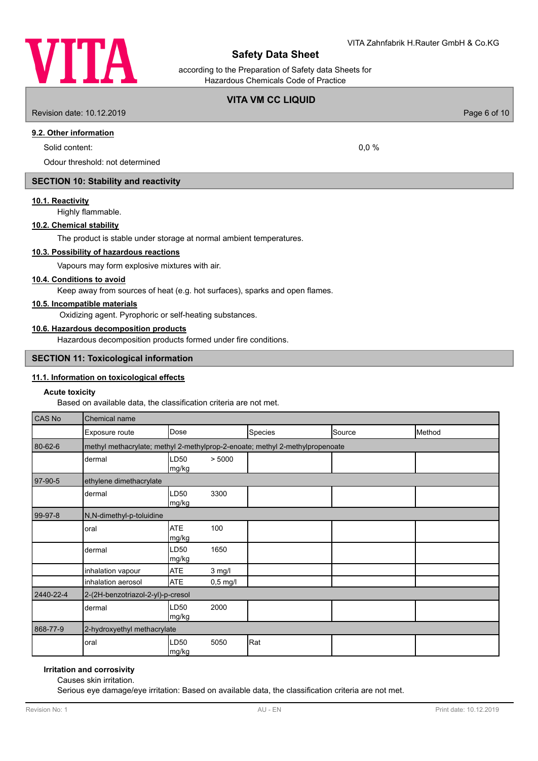### 9.2. Other information

Solid content: 0,0 %

Odour threshold: not determined

## SECTION 10: Stability and reactivity

### 10.1. Reactivity

Highly flammable.

### 10.2. Chemical stability

The product is stable under storage at normal ambient temperatures.

### 10.3. Possibility of hazardous reactions

Vapours may form explosive mixtures with air.

### 10.4. Conditions to avoid

Keep away from sources of heat (e.g. hot surfaces), sparks and open flames.

### 10.5. Incompatible materials

Oxidizing agent. Pyrophoric or self-heating substances.

### 10.6. Hazardous decomposition products

Hazardous decomposition products formed under fire conditions.

## SECTION 11: Toxicological information

### 11.1. Information on toxicological effects

**Acute toxicity**

Based on available data, the classification criteria are not met.

| CAS No | Chemical name | | | | |
|---|---|---|---|---|---|
| | Exposure route | Dose | Species | Source | Method |
| 80-62-6 | methyl methacrylate; methyl 2-methylprop-2-enoate; methyl 2-methylpropenoate | | | | |
| | dermal | LD50 > 5000 mg/kg | | | |
| 97-90-5 | ethylene dimethacrylate | | | | |
| | dermal | LD50 3300 mg/kg | | | |
| 99-97-8 | N,N-dimethyl-p-toluidine | | | | |
| | oral | ATE 100 mg/kg | | | |
| | dermal | LD50 1650 mg/kg | | | |
| | inhalation vapour | ATE 3 mg/l | | | |
| | inhalation aerosol | ATE 0,5 mg/l | | | |
| 2440-22-4 | 2-(2H-benzotriazol-2-yl)-p-cresol | | | | |
| | dermal | LD50 2000 mg/kg | | | |
| 868-77-9 | 2-hydroxyethyl methacrylate | | | | |
| | oral | LD50 5050 mg/kg | Rat | | |

**Irritation and corrosivity**

Causes skin irritation.

Serious eye damage/eye irritation: Based on available data, the classification criteria are not met.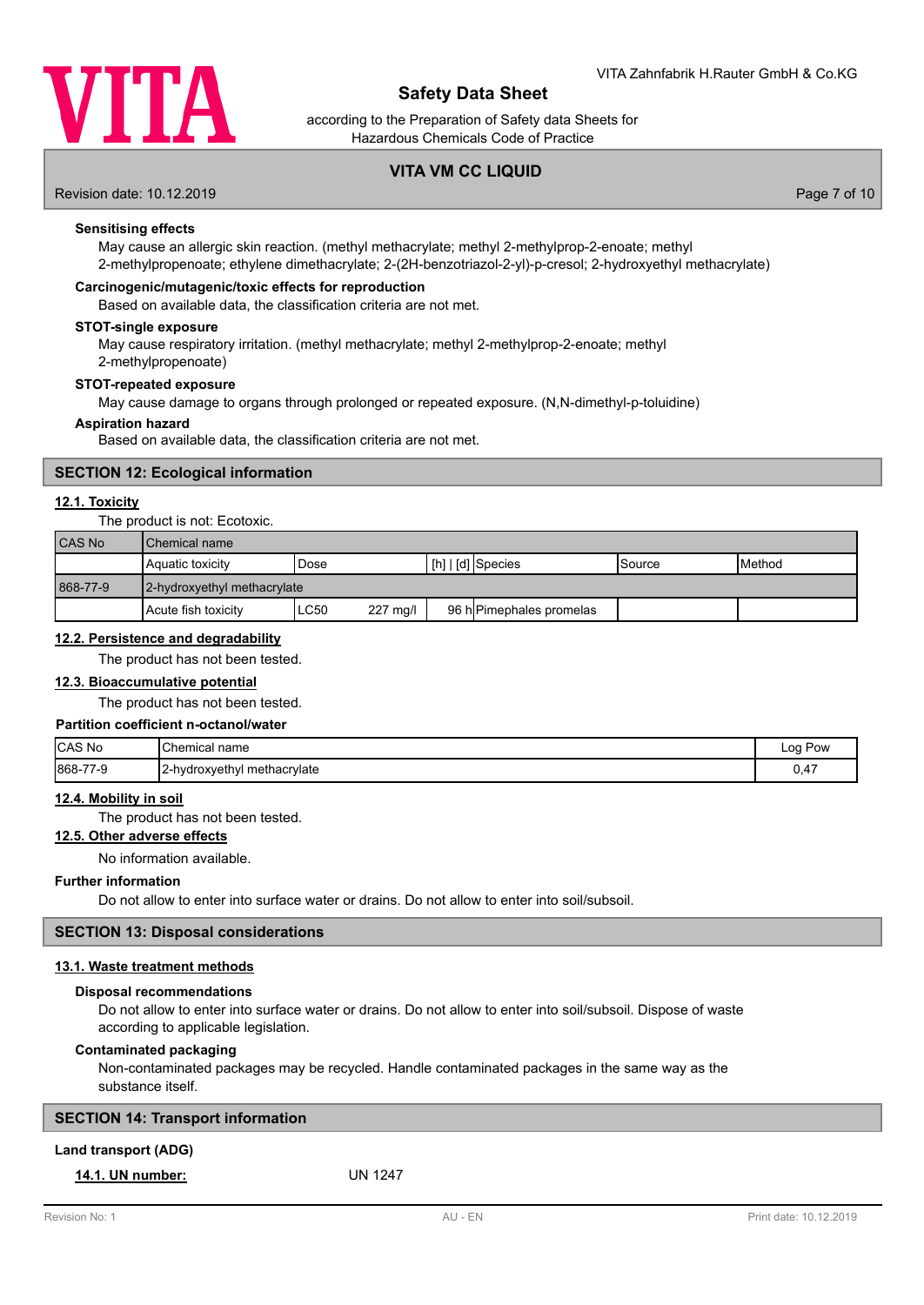**Sensitising effects**

May cause an allergic skin reaction. (methyl methacrylate; methyl 2-methylprop-2-enoate; methyl 2-methylpropenoate; ethylene dimethacrylate; 2-(2H-benzotriazol-2-yl)-p-cresol; 2-hydroxyethyl methacrylate)

**Carcinogenic/mutagenic/toxic effects for reproduction**

Based on available data, the classification criteria are not met.

**STOT-single exposure**

May cause respiratory irritation. (methyl methacrylate; methyl 2-methylprop-2-enoate; methyl 2-methylpropenoate)

**STOT-repeated exposure**

May cause damage to organs through prolonged or repeated exposure. (N,N-dimethyl-p-toluidine)

**Aspiration hazard**

Based on available data, the classification criteria are not met.

## SECTION 12: Ecological information

### 12.1. Toxicity

The product is not: Ecotoxic.

| CAS No | Chemical name | | | | | | |
|---|---|---|---|---|---|---|---|
| | Aquatic toxicity | Dose | | [h] \| [d] | Species | Source | Method |
| 868-77-9 | 2-hydroxyethyl methacrylate | | | | | | |
| | Acute fish toxicity | LC50 | 227 mg/l | 96 h | Pimephales promelas | | |

### 12.2. Persistence and degradability

The product has not been tested.

### 12.3. Bioaccumulative potential

The product has not been tested.

**Partition coefficient n-octanol/water**

| CAS No | Chemical name | Log Pow |
|---|---|---|
| 868-77-9 | 2-hydroxyethyl methacrylate | 0,47 |

### 12.4. Mobility in soil

The product has not been tested.

### 12.5. Other adverse effects

No information available.

**Further information**

Do not allow to enter into surface water or drains. Do not allow to enter into soil/subsoil.

## SECTION 13: Disposal considerations

### 13.1. Waste treatment methods

**Disposal recommendations**

Do not allow to enter into surface water or drains. Do not allow to enter into soil/subsoil. Dispose of waste according to applicable legislation.

**Contaminated packaging**

Non-contaminated packages may be recycled. Handle contaminated packages in the same way as the substance itself.

## SECTION 14: Transport information

**Land transport (ADG)**

**14.1. UN number:** UN 1247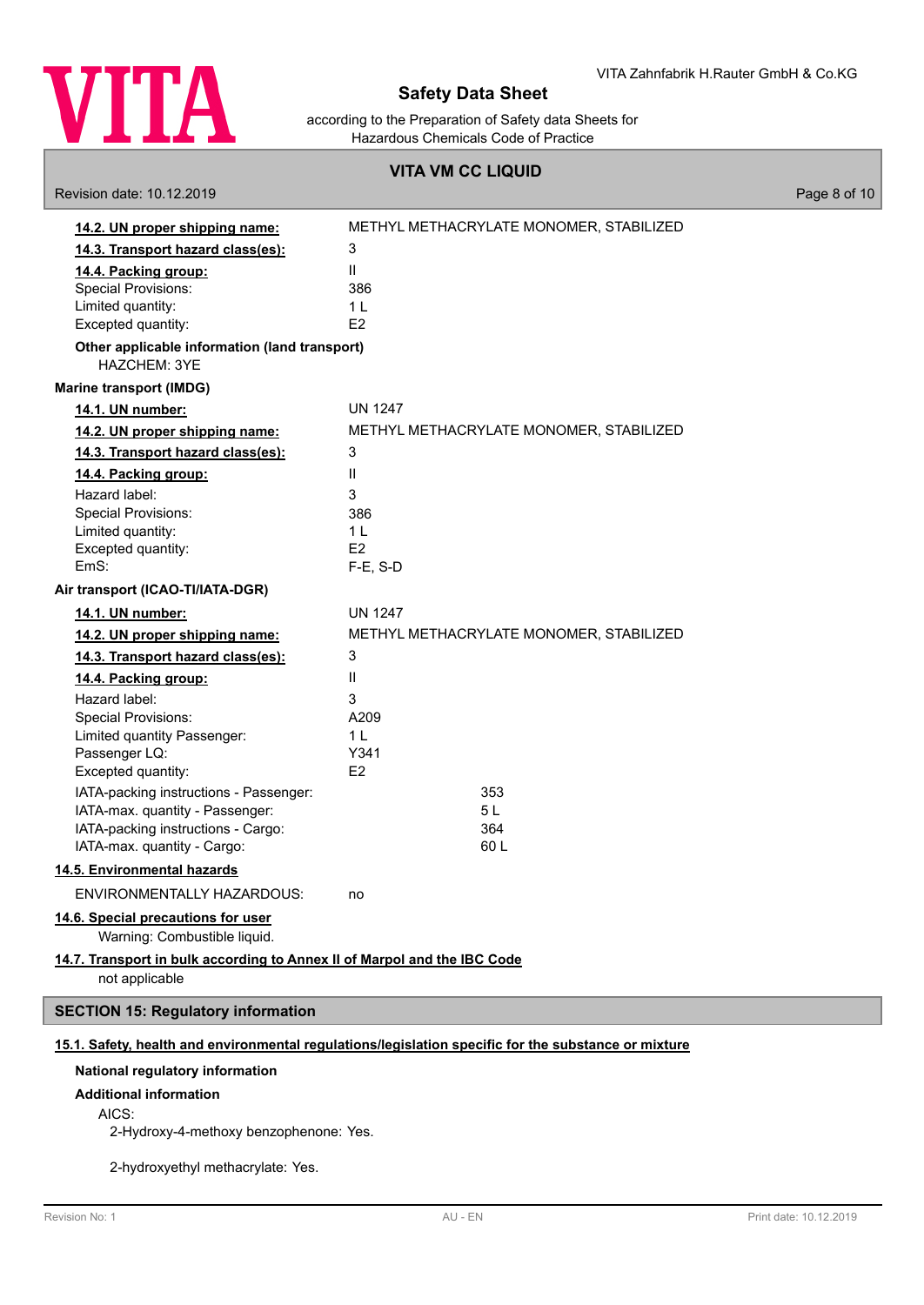| | |
|---|---|
| **14.2. UN proper shipping name:** | METHYL METHACRYLATE MONOMER, STABILIZED |
| **14.3. Transport hazard class(es):** | 3 |
| **14.4. Packing group:** | II |
| Special Provisions: | 386 |
| Limited quantity: | 1 L |
| Excepted quantity: | E2 |

**Other applicable information (land transport)**

HAZCHEM: 3YE

**Marine transport (IMDG)**

| | |
|---|---|
| **14.1. UN number:** | UN 1247 |
| **14.2. UN proper shipping name:** | METHYL METHACRYLATE MONOMER, STABILIZED |
| **14.3. Transport hazard class(es):** | 3 |
| **14.4. Packing group:** | II |
| Hazard label: | 3 |
| Special Provisions: | 386 |
| Limited quantity: | 1 L |
| Excepted quantity: | E2 |
| EmS: | F-E, S-D |

**Air transport (ICAO-TI/IATA-DGR)**

| | |
|---|---|
| **14.1. UN number:** | UN 1247 |
| **14.2. UN proper shipping name:** | METHYL METHACRYLATE MONOMER, STABILIZED |
| **14.3. Transport hazard class(es):** | 3 |
| **14.4. Packing group:** | II |
| Hazard label: | 3 |
| Special Provisions: | A209 |
| Limited quantity Passenger: | 1 L |
| Passenger LQ: | Y341 |
| Excepted quantity: | E2 |
| IATA-packing instructions - Passenger: | 353 |
| IATA-max. quantity - Passenger: | 5 L |
| IATA-packing instructions - Cargo: | 364 |
| IATA-max. quantity - Cargo: | 60 L |

**14.5. Environmental hazards**

ENVIRONMENTALLY HAZARDOUS: no

**14.6. Special precautions for user**

Warning: Combustible liquid.

**14.7. Transport in bulk according to Annex II of Marpol and the IBC Code**

not applicable

## SECTION 15: Regulatory information

**15.1. Safety, health and environmental regulations/legislation specific for the substance or mixture**

**National regulatory information**

**Additional information**

AICS:

2-Hydroxy-4-methoxy benzophenone: Yes.

2-hydroxyethyl methacrylate: Yes.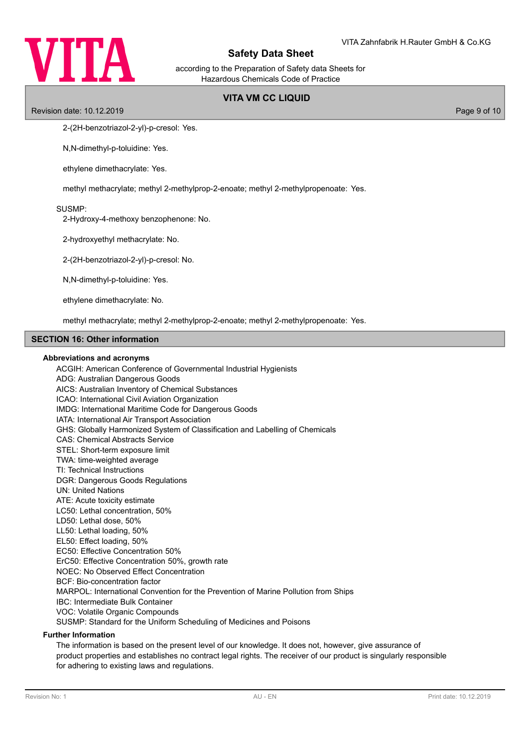2-(2H-benzotriazol-2-yl)-p-cresol: Yes.

N,N-dimethyl-p-toluidine: Yes.

ethylene dimethacrylate: Yes.

methyl methacrylate; methyl 2-methylprop-2-enoate; methyl 2-methylpropenoate: Yes.

SUSMP:

2-Hydroxy-4-methoxy benzophenone: No.

2-hydroxyethyl methacrylate: No.

2-(2H-benzotriazol-2-yl)-p-cresol: No.

N,N-dimethyl-p-toluidine: Yes.

ethylene dimethacrylate: No.

methyl methacrylate; methyl 2-methylprop-2-enoate; methyl 2-methylpropenoate: Yes.

## SECTION 16: Other information

### Abbreviations and acronyms

ACGIH: American Conference of Governmental Industrial Hygienists
ADG: Australian Dangerous Goods
AICS: Australian Inventory of Chemical Substances
ICAO: International Civil Aviation Organization
IMDG: International Maritime Code for Dangerous Goods
IATA: International Air Transport Association
GHS: Globally Harmonized System of Classification and Labelling of Chemicals
CAS: Chemical Abstracts Service
STEL: Short-term exposure limit
TWA: time-weighted average
TI: Technical Instructions
DGR: Dangerous Goods Regulations
UN: United Nations
ATE: Acute toxicity estimate
LC50: Lethal concentration, 50%
LD50: Lethal dose, 50%
LL50: Lethal loading, 50%
EL50: Effect loading, 50%
EC50: Effective Concentration 50%
ErC50: Effective Concentration 50%, growth rate
NOEC: No Observed Effect Concentration
BCF: Bio-concentration factor
MARPOL: International Convention for the Prevention of Marine Pollution from Ships
IBC: Intermediate Bulk Container
VOC: Volatile Organic Compounds
SUSMP: Standard for the Uniform Scheduling of Medicines and Poisons

### Further Information

The information is based on the present level of our knowledge. It does not, however, give assurance of product properties and establishes no contract legal rights. The receiver of our product is singularly responsible for adhering to existing laws and regulations.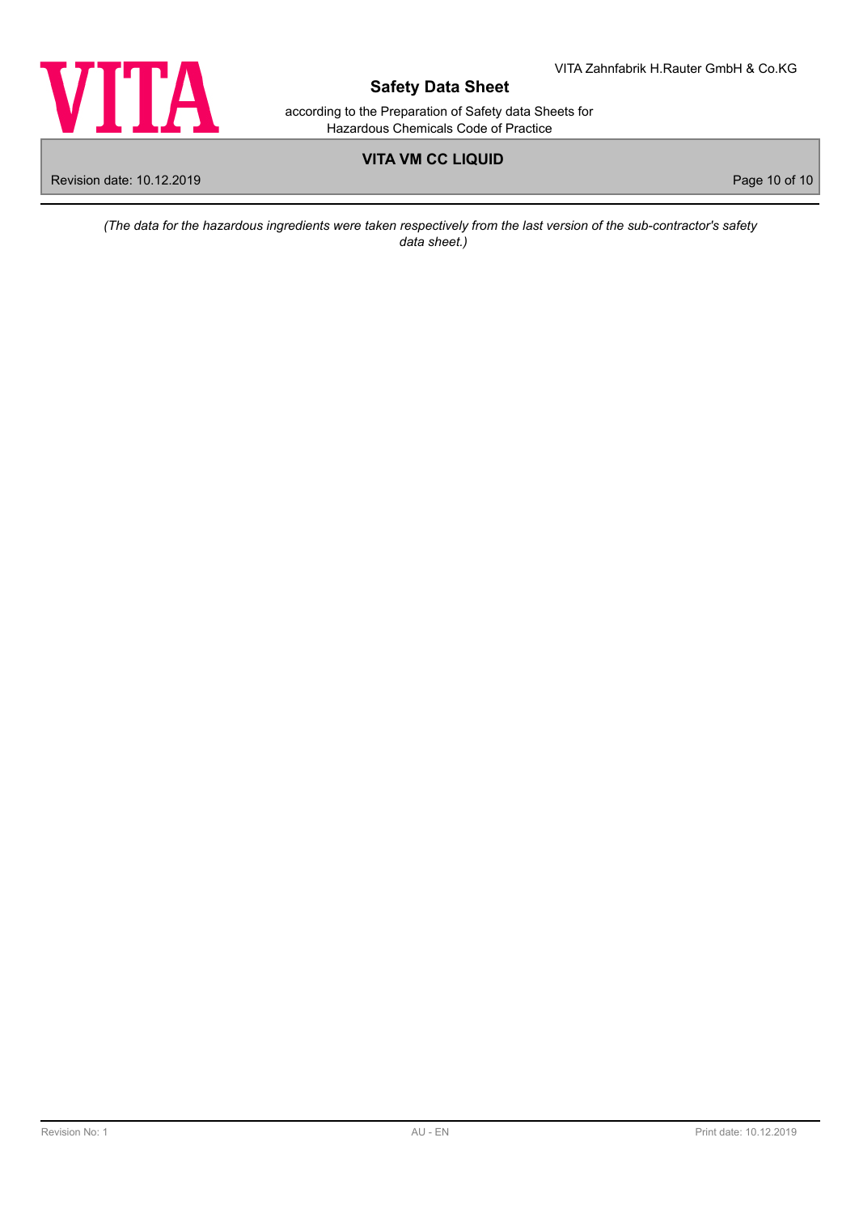*(The data for the hazardous ingredients were taken respectively from the last version of the sub-contractor's safety data sheet.)*